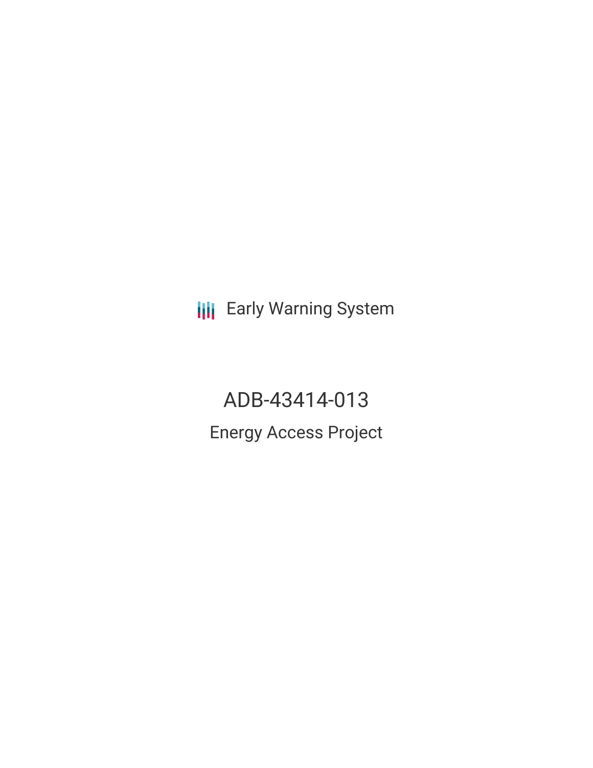Early Warning System

# ADB-43414-013

## Energy Access Project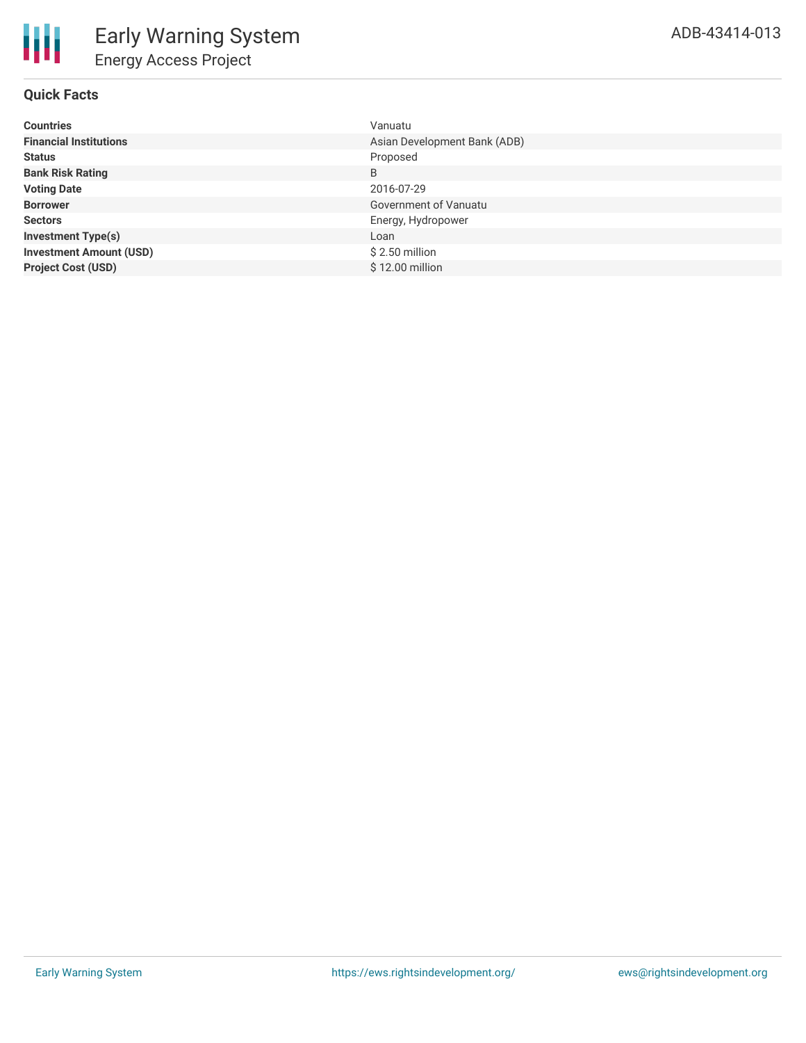# Early Warning System

## Energy Access Project

ADB-43414-013

### Quick Facts

| | |
|---|---|
| **Countries** | Vanuatu |
| **Financial Institutions** | Asian Development Bank (ADB) |
| **Status** | Proposed |
| **Bank Risk Rating** | B |
| **Voting Date** | 2016-07-29 |
| **Borrower** | Government of Vanuatu |
| **Sectors** | Energy, Hydropower |
| **Investment Type(s)** | Loan |
| **Investment Amount (USD)** | $ 2.50 million |
| **Project Cost (USD)** | $ 12.00 million |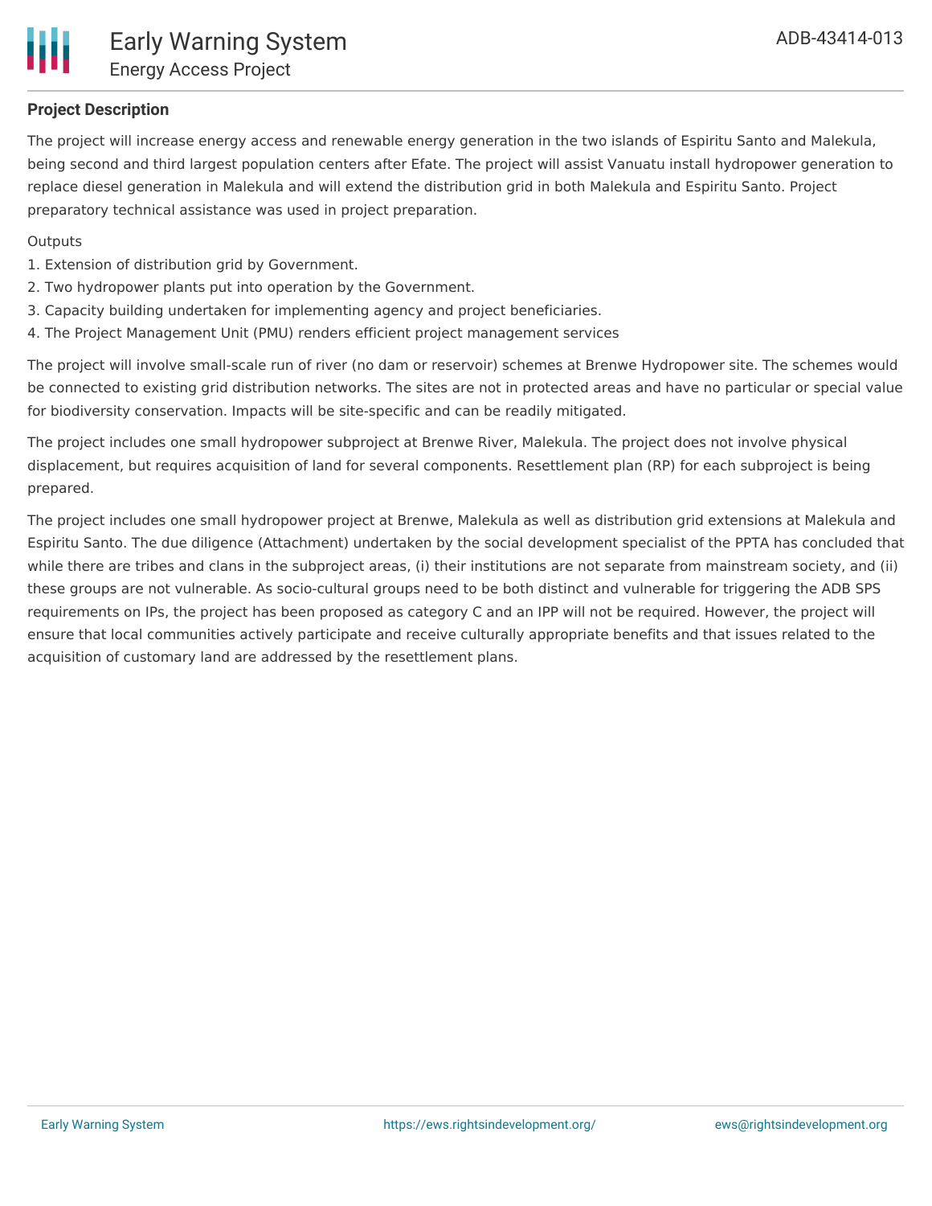**Project Description**

The project will increase energy access and renewable energy generation in the two islands of Espiritu Santo and Malekula, being second and third largest population centers after Efate. The project will assist Vanuatu install hydropower generation to replace diesel generation in Malekula and will extend the distribution grid in both Malekula and Espiritu Santo. Project preparatory technical assistance was used in project preparation.

Outputs

1. Extension of distribution grid by Government.
2. Two hydropower plants put into operation by the Government.
3. Capacity building undertaken for implementing agency and project beneficiaries.
4. The Project Management Unit (PMU) renders efficient project management services

The project will involve small-scale run of river (no dam or reservoir) schemes at Brenwe Hydropower site. The schemes would be connected to existing grid distribution networks. The sites are not in protected areas and have no particular or special value for biodiversity conservation. Impacts will be site-specific and can be readily mitigated.

The project includes one small hydropower subproject at Brenwe River, Malekula. The project does not involve physical displacement, but requires acquisition of land for several components. Resettlement plan (RP) for each subproject is being prepared.

The project includes one small hydropower project at Brenwe, Malekula as well as distribution grid extensions at Malekula and Espiritu Santo. The due diligence (Attachment) undertaken by the social development specialist of the PPTA has concluded that while there are tribes and clans in the subproject areas, (i) their institutions are not separate from mainstream society, and (ii) these groups are not vulnerable. As socio-cultural groups need to be both distinct and vulnerable for triggering the ADB SPS requirements on IPs, the project has been proposed as category C and an IPP will not be required. However, the project will ensure that local communities actively participate and receive culturally appropriate benefits and that issues related to the acquisition of customary land are addressed by the resettlement plans.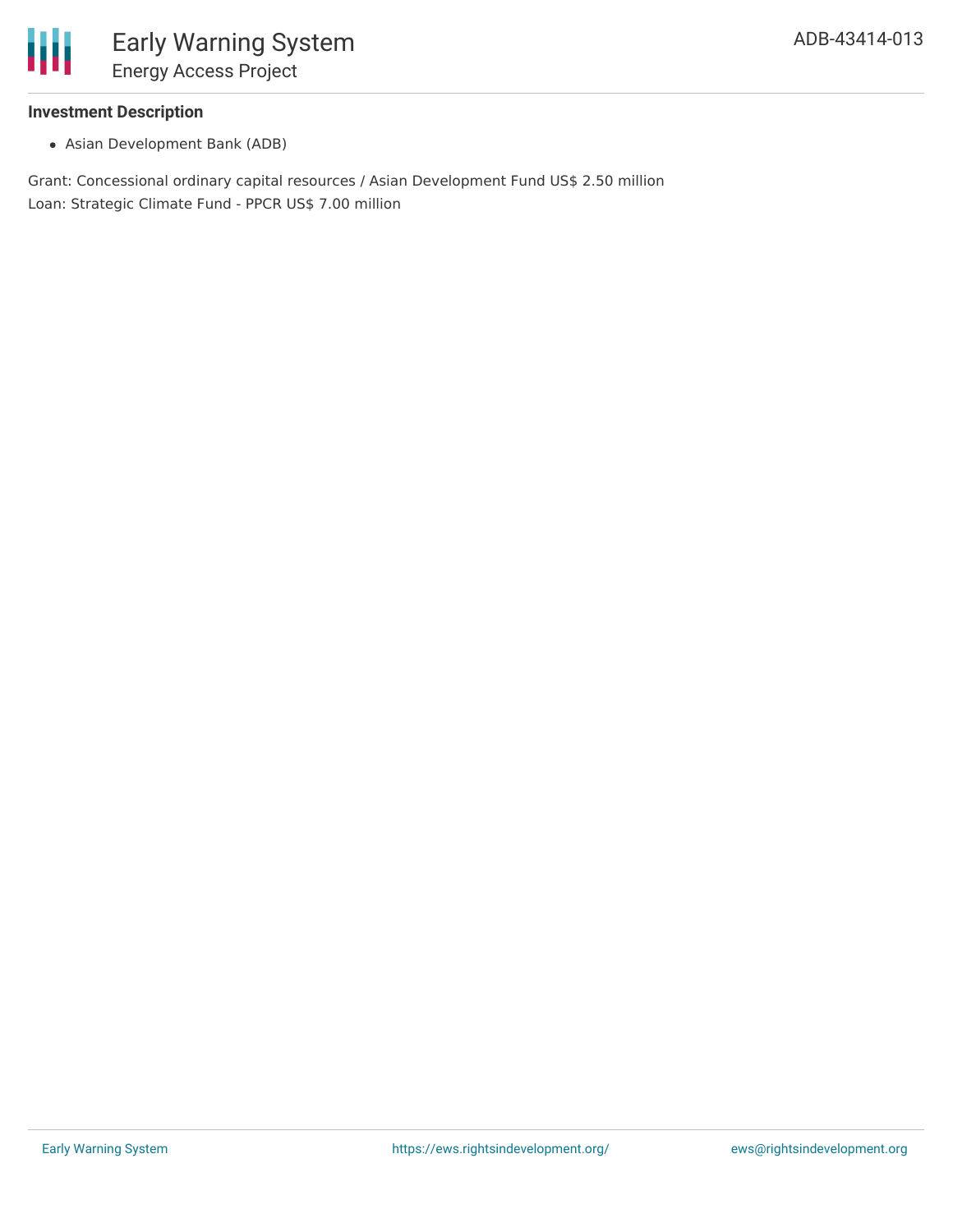**Investment Description**

- Asian Development Bank (ADB)

Grant: Concessional ordinary capital resources / Asian Development Fund US$ 2.50 million
Loan: Strategic Climate Fund - PPCR US$ 7.00 million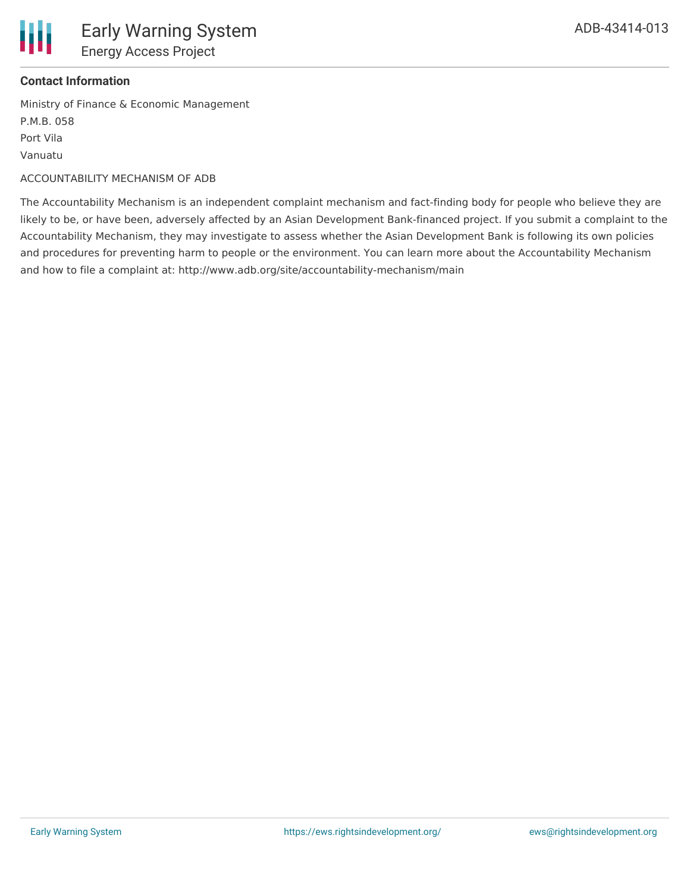**Contact Information**

Ministry of Finance & Economic Management
P.M.B. 058
Port Vila
Vanuatu

ACCOUNTABILITY MECHANISM OF ADB

The Accountability Mechanism is an independent complaint mechanism and fact-finding body for people who believe they are likely to be, or have been, adversely affected by an Asian Development Bank-financed project. If you submit a complaint to the Accountability Mechanism, they may investigate to assess whether the Asian Development Bank is following its own policies and procedures for preventing harm to people or the environment. You can learn more about the Accountability Mechanism and how to file a complaint at: http://www.adb.org/site/accountability-mechanism/main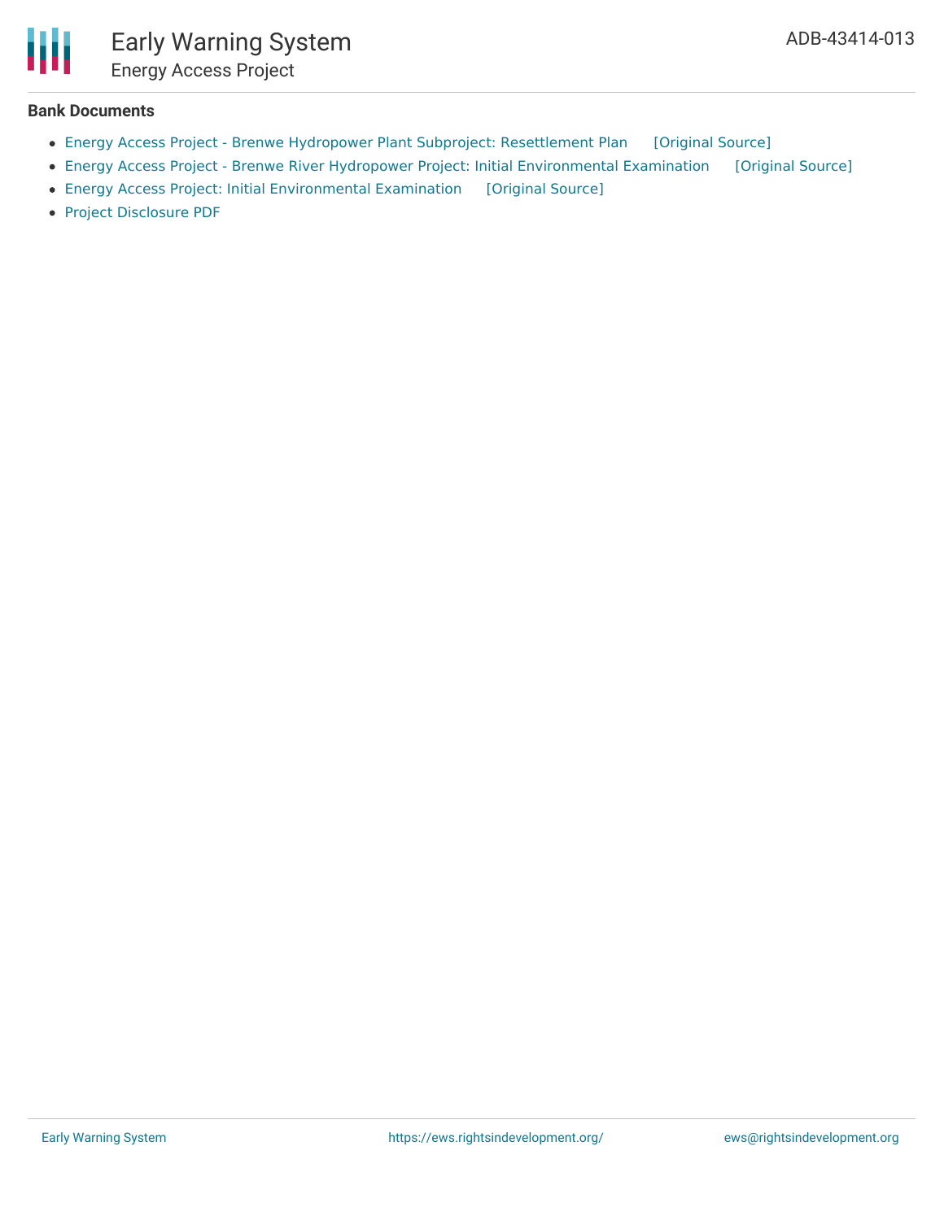**Bank Documents**

- Energy Access Project - Brenwe Hydropower Plant Subproject: Resettlement Plan [Original Source]
- Energy Access Project - Brenwe River Hydropower Project: Initial Environmental Examination [Original Source]
- Energy Access Project: Initial Environmental Examination [Original Source]
- Project Disclosure PDF